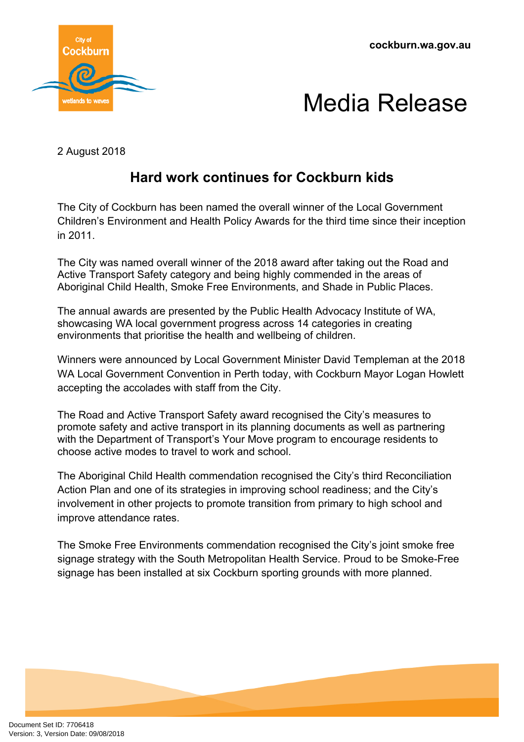cockburn.wa.gov.au

# Media Release

2 August 2018

## Hard work continues for Cockburn kids

The City of Cockburn has been named the overall winner of the Local Government Children's Environment and Health Policy Awards for the third time since their inception in 2011.

The City was named overall winner of the 2018 award after taking out the Road and Active Transport Safety category and being highly commended in the areas of Aboriginal Child Health, Smoke Free Environments, and Shade in Public Places.

The annual awards are presented by the Public Health Advocacy Institute of WA, showcasing WA local government progress across 14 categories in creating environments that prioritise the health and wellbeing of children.

Winners were announced by Local Government Minister David Templeman at the 2018 WA Local Government Convention in Perth today, with Cockburn Mayor Logan Howlett accepting the accolades with staff from the City.

The Road and Active Transport Safety award recognised the City's measures to promote safety and active transport in its planning documents as well as partnering with the Department of Transport's Your Move program to encourage residents to choose active modes to travel to work and school.

The Aboriginal Child Health commendation recognised the City's third Reconciliation Action Plan and one of its strategies in improving school readiness; and the City's involvement in other projects to promote transition from primary to high school and improve attendance rates.

The Smoke Free Environments commendation recognised the City's joint smoke free signage strategy with the South Metropolitan Health Service. Proud to be Smoke-Free signage has been installed at six Cockburn sporting grounds with more planned.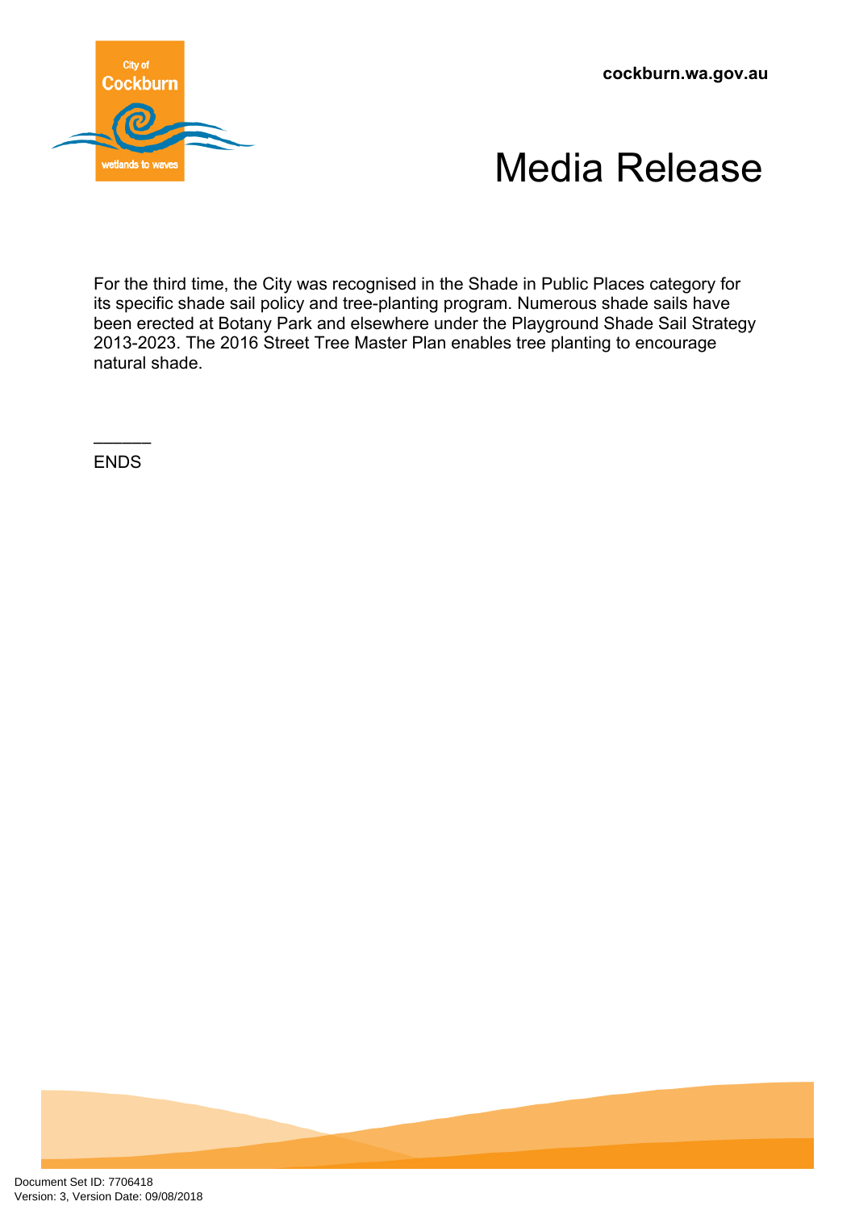For the third time, the City was recognised in the Shade in Public Places category for its specific shade sail policy and tree-planting program. Numerous shade sails have been erected at Botany Park and elsewhere under the Playground Shade Sail Strategy 2013-2023. The 2016 Street Tree Master Plan enables tree planting to encourage natural shade.

\_\_\_\_\_\_

ENDS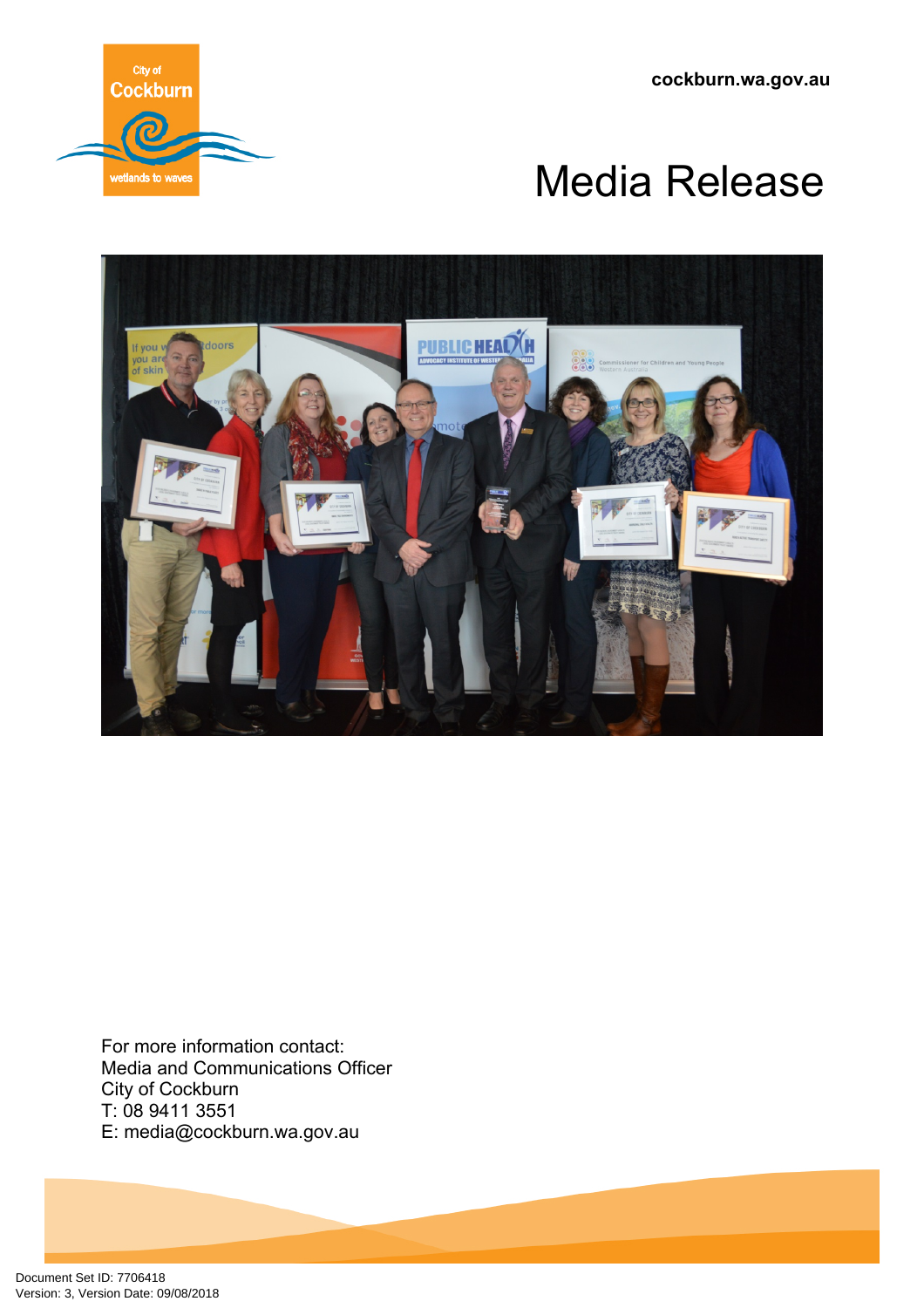For more information contact:
Media and Communications Officer
City of Cockburn
T: 08 9411 3551
E: media@cockburn.wa.gov.au